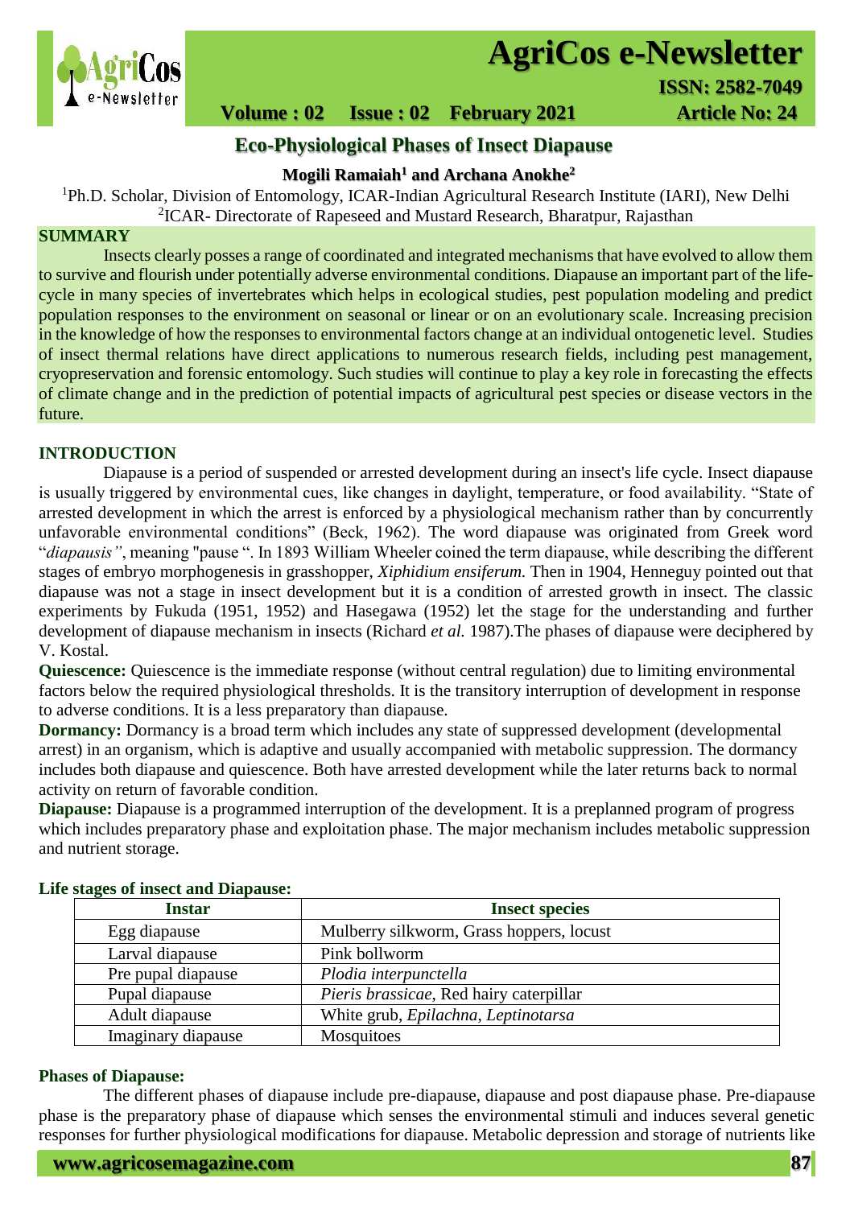# Eco-Physiological Phases of Insect Diapause

**Mogili Ramaiah[1] and Archana Anokhe[2]**

[1]Ph.D. Scholar, Division of Entomology, ICAR-Indian Agricultural Research Institute (IARI), New Delhi
[2]ICAR- Directorate of Rapeseed and Mustard Research, Bharatpur, Rajasthan

## SUMMARY

Insects clearly posses a range of coordinated and integrated mechanisms that have evolved to allow them to survive and flourish under potentially adverse environmental conditions. Diapause an important part of the life-cycle in many species of invertebrates which helps in ecological studies, pest population modeling and predict population responses to the environment on seasonal or linear or on an evolutionary scale. Increasing precision in the knowledge of how the responses to environmental factors change at an individual ontogenetic level. Studies of insect thermal relations have direct applications to numerous research fields, including pest management, cryopreservation and forensic entomology. Such studies will continue to play a key role in forecasting the effects of climate change and in the prediction of potential impacts of agricultural pest species or disease vectors in the future.

## INTRODUCTION

Diapause is a period of suspended or arrested development during an insect's life cycle. Insect diapause is usually triggered by environmental cues, like changes in daylight, temperature, or food availability. "State of arrested development in which the arrest is enforced by a physiological mechanism rather than by concurrently unfavorable environmental conditions" (Beck, 1962). The word diapause was originated from Greek word "*diapausis"*, meaning "pause ". In 1893 William Wheeler coined the term diapause, while describing the different stages of embryo morphogenesis in grasshopper, *Xiphidium ensiferum.* Then in 1904, Henneguy pointed out that diapause was not a stage in insect development but it is a condition of arrested growth in insect. The classic experiments by Fukuda (1951, 1952) and Hasegawa (1952) let the stage for the understanding and further development of diapause mechanism in insects (Richard *et al.* 1987).The phases of diapause were deciphered by V. Kostal.

**Quiescence:** Quiescence is the immediate response (without central regulation) due to limiting environmental factors below the required physiological thresholds. It is the transitory interruption of development in response to adverse conditions. It is a less preparatory than diapause.

**Dormancy:** Dormancy is a broad term which includes any state of suppressed development (developmental arrest) in an organism, which is adaptive and usually accompanied with metabolic suppression. The dormancy includes both diapause and quiescence. Both have arrested development while the later returns back to normal activity on return of favorable condition.

**Diapause:** Diapause is a programmed interruption of the development. It is a preplanned program of progress which includes preparatory phase and exploitation phase. The major mechanism includes metabolic suppression and nutrient storage.

**Life stages of insect and Diapause:**

| Instar | Insect species |
|---|---|
| Egg diapause | Mulberry silkworm, Grass hoppers, locust |
| Larval diapause | Pink bollworm |
| Pre pupal diapause | *Plodia interpunctella* |
| Pupal diapause | *Pieris brassicae*, Red hairy caterpillar |
| Adult diapause | White grub, *Epilachna*, *Leptinotarsa* |
| Imaginary diapause | Mosquitoes |

**Phases of Diapause:**

The different phases of diapause include pre-diapause, diapause and post diapause phase. Pre-diapause phase is the preparatory phase of diapause which senses the environmental stimuli and induces several genetic responses for further physiological modifications for diapause. Metabolic depression and storage of nutrients like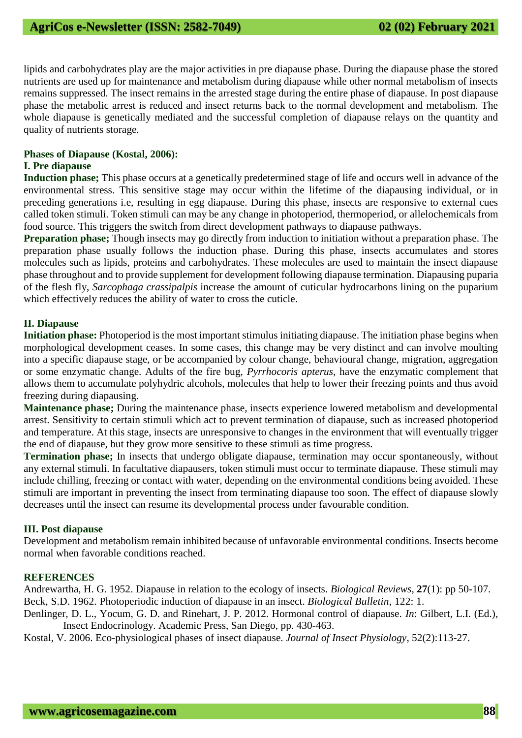lipids and carbohydrates play are the major activities in pre diapause phase. During the diapause phase the stored nutrients are used up for maintenance and metabolism during diapause while other normal metabolism of insects remains suppressed. The insect remains in the arrested stage during the entire phase of diapause. In post diapause phase the metabolic arrest is reduced and insect returns back to the normal development and metabolism. The whole diapause is genetically mediated and the successful completion of diapause relays on the quantity and quality of nutrients storage.

**Phases of Diapause (Kostal, 2006):**

**I. Pre diapause**

**Induction phase;** This phase occurs at a genetically predetermined stage of life and occurs well in advance of the environmental stress. This sensitive stage may occur within the lifetime of the diapausing individual, or in preceding generations i.e, resulting in egg diapause. During this phase, insects are responsive to external cues called token stimuli. Token stimuli can may be any change in photoperiod, thermoperiod, or allelochemicals from food source. This triggers the switch from direct development pathways to diapause pathways.

**Preparation phase;** Though insects may go directly from induction to initiation without a preparation phase. The preparation phase usually follows the induction phase. During this phase, insects accumulates and stores molecules such as lipids, proteins and carbohydrates. These molecules are used to maintain the insect diapause phase throughout and to provide supplement for development following diapause termination. Diapausing puparia of the flesh fly, *Sarcophaga crassipalpis* increase the amount of cuticular hydrocarbons lining on the puparium which effectively reduces the ability of water to cross the cuticle.

**II. Diapause**

**Initiation phase:** Photoperiod is the most important stimulus initiating diapause. The initiation phase begins when morphological development ceases. In some cases, this change may be very distinct and can involve moulting into a specific diapause stage, or be accompanied by colour change, behavioural change, migration, aggregation or some enzymatic change. Adults of the fire bug, *Pyrrhocoris apterus*, have the enzymatic complement that allows them to accumulate polyhydric alcohols, molecules that help to lower their freezing points and thus avoid freezing during diapausing.

**Maintenance phase;** During the maintenance phase, insects experience lowered metabolism and developmental arrest. Sensitivity to certain stimuli which act to prevent termination of diapause, such as increased photoperiod and temperature. At this stage, insects are unresponsive to changes in the environment that will eventually trigger the end of diapause, but they grow more sensitive to these stimuli as time progress.

**Termination phase;** In insects that undergo obligate diapause, termination may occur spontaneously, without any external stimuli. In facultative diapausers, token stimuli must occur to terminate diapause. These stimuli may include chilling, freezing or contact with water, depending on the environmental conditions being avoided. These stimuli are important in preventing the insect from terminating diapause too soon. The effect of diapause slowly decreases until the insect can resume its developmental process under favourable condition.

**III. Post diapause**

Development and metabolism remain inhibited because of unfavorable environmental conditions. Insects become normal when favorable conditions reached.

**REFERENCES**

Andrewartha, H. G. 1952. Diapause in relation to the ecology of insects. *Biological Reviews*, **27**(1): pp 50-107.

Beck, S.D. 1962. Photoperiodic induction of diapause in an insect. *Biological Bulletin*, 122: 1.

Denlinger, D. L., Yocum, G. D. and Rinehart, J. P. 2012. Hormonal control of diapause. *In*: Gilbert, L.I. (Ed.), Insect Endocrinology. Academic Press, San Diego, pp. 430-463.

Kostal, V. 2006. Eco-physiological phases of insect diapause. *Journal of Insect Physiology*, 52(2):113-27.